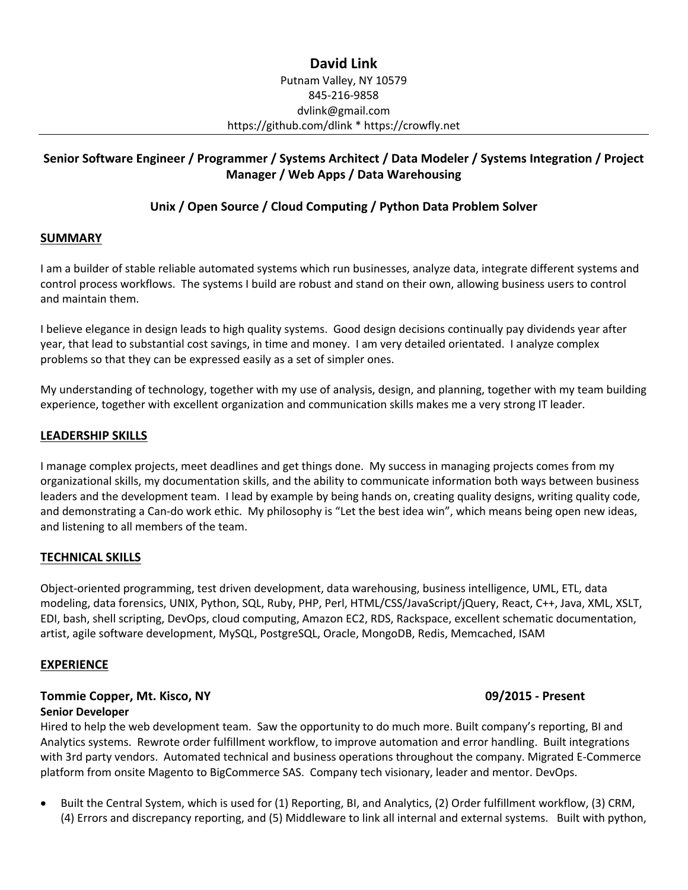# David Link

Putnam Valley, NY 10579
845-216-9858
dvlink@gmail.com
https://github.com/dlink * https://crowfly.net

---

**Senior Software Engineer / Programmer / Systems Architect / Data Modeler / Systems Integration / Project Manager / Web Apps / Data Warehousing**

**Unix / Open Source / Cloud Computing / Python Data Problem Solver**

## SUMMARY

I am a builder of stable reliable automated systems which run businesses, analyze data, integrate different systems and control process workflows. The systems I build are robust and stand on their own, allowing business users to control and maintain them.

I believe elegance in design leads to high quality systems. Good design decisions continually pay dividends year after year, that lead to substantial cost savings, in time and money. I am very detailed orientated. I analyze complex problems so that they can be expressed easily as a set of simpler ones.

My understanding of technology, together with my use of analysis, design, and planning, together with my team building experience, together with excellent organization and communication skills makes me a very strong IT leader.

## LEADERSHIP SKILLS

I manage complex projects, meet deadlines and get things done. My success in managing projects comes from my organizational skills, my documentation skills, and the ability to communicate information both ways between business leaders and the development team. I lead by example by being hands on, creating quality designs, writing quality code, and demonstrating a Can-do work ethic. My philosophy is "Let the best idea win", which means being open new ideas, and listening to all members of the team.

## TECHNICAL SKILLS

Object-oriented programming, test driven development, data warehousing, business intelligence, UML, ETL, data modeling, data forensics, UNIX, Python, SQL, Ruby, PHP, Perl, HTML/CSS/JavaScript/jQuery, React, C++, Java, XML, XSLT, EDI, bash, shell scripting, DevOps, cloud computing, Amazon EC2, RDS, Rackspace, excellent schematic documentation, artist, agile software development, MySQL, PostgreSQL, Oracle, MongoDB, Redis, Memcached, ISAM

## EXPERIENCE

### Tommie Copper, Mt. Kisco, NY — 09/2015 - Present

**Senior Developer**

Hired to help the web development team. Saw the opportunity to do much more. Built company's reporting, BI and Analytics systems. Rewrote order fulfillment workflow, to improve automation and error handling. Built integrations with 3rd party vendors. Automated technical and business operations throughout the company. Migrated E-Commerce platform from onsite Magento to BigCommerce SAS. Company tech visionary, leader and mentor. DevOps.

- Built the Central System, which is used for (1) Reporting, BI, and Analytics, (2) Order fulfillment workflow, (3) CRM, (4) Errors and discrepancy reporting, and (5) Middleware to link all internal and external systems. Built with python,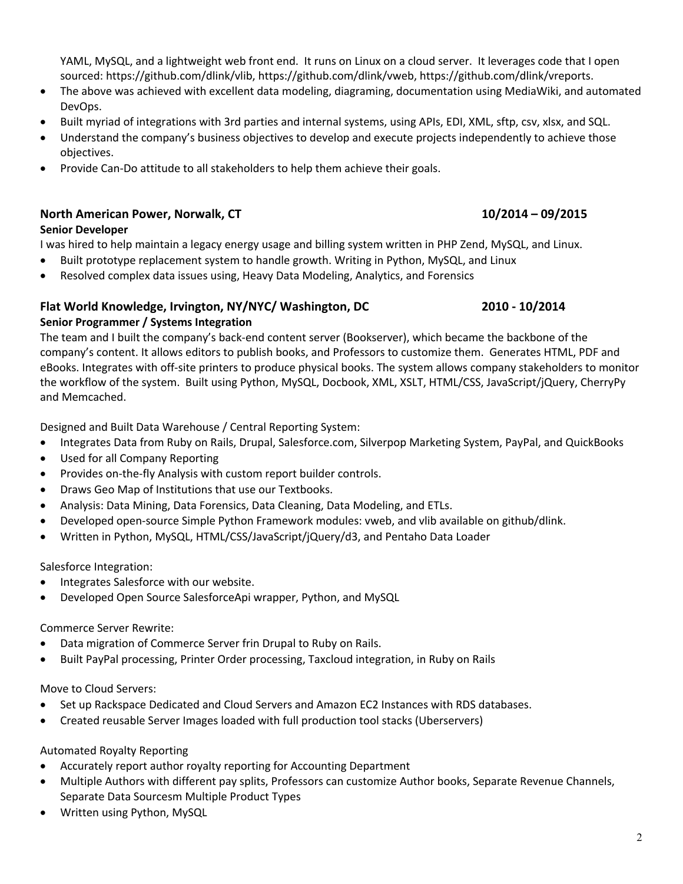YAML, MySQL, and a lightweight web front end. It runs on Linux on a cloud server. It leverages code that I open sourced: https://github.com/dlink/vlib, https://github.com/dlink/vweb, https://github.com/dlink/vreports.

- The above was achieved with excellent data modeling, diagraming, documentation using MediaWiki, and automated DevOps.
- Built myriad of integrations with 3rd parties and internal systems, using APIs, EDI, XML, sftp, csv, xlsx, and SQL.
- Understand the company's business objectives to develop and execute projects independently to achieve those objectives.
- Provide Can-Do attitude to all stakeholders to help them achieve their goals.

**North American Power, Norwalk, CT** **10/2014 – 09/2015**
**Senior Developer**
I was hired to help maintain a legacy energy usage and billing system written in PHP Zend, MySQL, and Linux.

- Built prototype replacement system to handle growth. Writing in Python, MySQL, and Linux
- Resolved complex data issues using, Heavy Data Modeling, Analytics, and Forensics

**Flat World Knowledge, Irvington, NY/NYC/ Washington, DC** **2010 - 10/2014**
**Senior Programmer / Systems Integration**
The team and I built the company's back-end content server (Bookserver), which became the backbone of the company's content. It allows editors to publish books, and Professors to customize them. Generates HTML, PDF and eBooks. Integrates with off-site printers to produce physical books. The system allows company stakeholders to monitor the workflow of the system. Built using Python, MySQL, Docbook, XML, XSLT, HTML/CSS, JavaScript/jQuery, CherryPy and Memcached.

Designed and Built Data Warehouse / Central Reporting System:

- Integrates Data from Ruby on Rails, Drupal, Salesforce.com, Silverpop Marketing System, PayPal, and QuickBooks
- Used for all Company Reporting
- Provides on-the-fly Analysis with custom report builder controls.
- Draws Geo Map of Institutions that use our Textbooks.
- Analysis: Data Mining, Data Forensics, Data Cleaning, Data Modeling, and ETLs.
- Developed open-source Simple Python Framework modules: vweb, and vlib available on github/dlink.
- Written in Python, MySQL, HTML/CSS/JavaScript/jQuery/d3, and Pentaho Data Loader

Salesforce Integration:

- Integrates Salesforce with our website.
- Developed Open Source SalesforceApi wrapper, Python, and MySQL

Commerce Server Rewrite:

- Data migration of Commerce Server frin Drupal to Ruby on Rails.
- Built PayPal processing, Printer Order processing, Taxcloud integration, in Ruby on Rails

Move to Cloud Servers:

- Set up Rackspace Dedicated and Cloud Servers and Amazon EC2 Instances with RDS databases.
- Created reusable Server Images loaded with full production tool stacks (Uberservers)

Automated Royalty Reporting

- Accurately report author royalty reporting for Accounting Department
- Multiple Authors with different pay splits, Professors can customize Author books, Separate Revenue Channels, Separate Data Sourcesm Multiple Product Types
- Written using Python, MySQL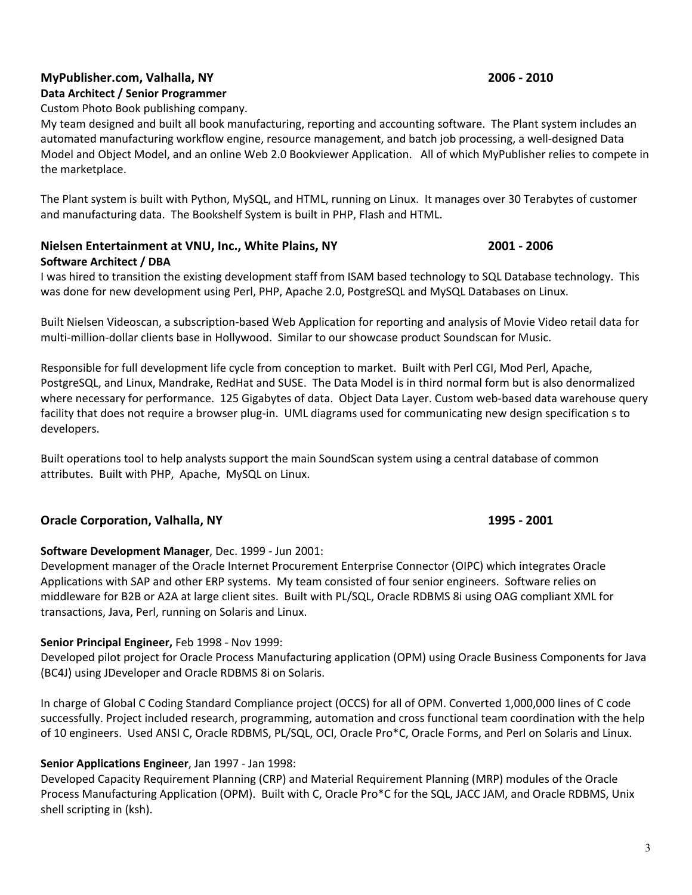**MyPublisher.com, Valhalla, NY** **2006 - 2010**
**Data Architect / Senior Programmer**
Custom Photo Book publishing company.
My team designed and built all book manufacturing, reporting and accounting software. The Plant system includes an automated manufacturing workflow engine, resource management, and batch job processing, a well-designed Data Model and Object Model, and an online Web 2.0 Bookviewer Application. All of which MyPublisher relies to compete in the marketplace.

The Plant system is built with Python, MySQL, and HTML, running on Linux. It manages over 30 Terabytes of customer and manufacturing data. The Bookshelf System is built in PHP, Flash and HTML.

**Nielsen Entertainment at VNU, Inc., White Plains, NY** **2001 - 2006**
**Software Architect / DBA**
I was hired to transition the existing development staff from ISAM based technology to SQL Database technology. This was done for new development using Perl, PHP, Apache 2.0, PostgreSQL and MySQL Databases on Linux.

Built Nielsen Videoscan, a subscription-based Web Application for reporting and analysis of Movie Video retail data for multi-million-dollar clients base in Hollywood. Similar to our showcase product Soundscan for Music.

Responsible for full development life cycle from conception to market. Built with Perl CGI, Mod Perl, Apache, PostgreSQL, and Linux, Mandrake, RedHat and SUSE. The Data Model is in third normal form but is also denormalized where necessary for performance. 125 Gigabytes of data. Object Data Layer. Custom web-based data warehouse query facility that does not require a browser plug-in. UML diagrams used for communicating new design specification s to developers.

Built operations tool to help analysts support the main SoundScan system using a central database of common attributes. Built with PHP, Apache, MySQL on Linux.

**Oracle Corporation, Valhalla, NY** **1995 - 2001**

**Software Development Manager**, Dec. 1999 - Jun 2001:
Development manager of the Oracle Internet Procurement Enterprise Connector (OIPC) which integrates Oracle Applications with SAP and other ERP systems. My team consisted of four senior engineers. Software relies on middleware for B2B or A2A at large client sites. Built with PL/SQL, Oracle RDBMS 8i using OAG compliant XML for transactions, Java, Perl, running on Solaris and Linux.

**Senior Principal Engineer,** Feb 1998 - Nov 1999:
Developed pilot project for Oracle Process Manufacturing application (OPM) using Oracle Business Components for Java (BC4J) using JDeveloper and Oracle RDBMS 8i on Solaris.

In charge of Global C Coding Standard Compliance project (OCCS) for all of OPM. Converted 1,000,000 lines of C code successfully. Project included research, programming, automation and cross functional team coordination with the help of 10 engineers. Used ANSI C, Oracle RDBMS, PL/SQL, OCI, Oracle Pro*C, Oracle Forms, and Perl on Solaris and Linux.

**Senior Applications Engineer**, Jan 1997 - Jan 1998:
Developed Capacity Requirement Planning (CRP) and Material Requirement Planning (MRP) modules of the Oracle Process Manufacturing Application (OPM). Built with C, Oracle Pro*C for the SQL, JACC JAM, and Oracle RDBMS, Unix shell scripting in (ksh).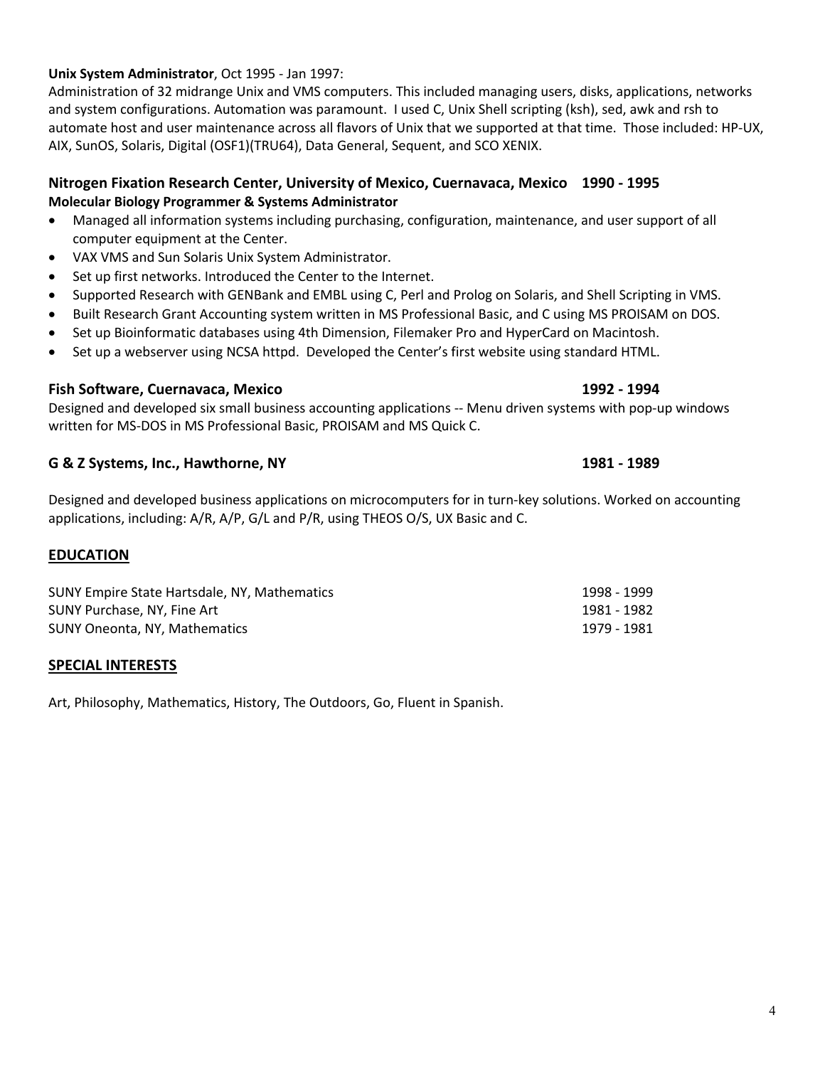**Unix System Administrator**, Oct 1995 - Jan 1997:
Administration of 32 midrange Unix and VMS computers. This included managing users, disks, applications, networks and system configurations. Automation was paramount. I used C, Unix Shell scripting (ksh), sed, awk and rsh to automate host and user maintenance across all flavors of Unix that we supported at that time. Those included: HP-UX, AIX, SunOS, Solaris, Digital (OSF1)(TRU64), Data General, Sequent, and SCO XENIX.

### Nitrogen Fixation Research Center, University of Mexico, Cuernavaca, Mexico 1990 - 1995

**Molecular Biology Programmer & Systems Administrator**

- Managed all information systems including purchasing, configuration, maintenance, and user support of all computer equipment at the Center.
- VAX VMS and Sun Solaris Unix System Administrator.
- Set up first networks. Introduced the Center to the Internet.
- Supported Research with GENBank and EMBL using C, Perl and Prolog on Solaris, and Shell Scripting in VMS.
- Built Research Grant Accounting system written in MS Professional Basic, and C using MS PROISAM on DOS.
- Set up Bioinformatic databases using 4th Dimension, Filemaker Pro and HyperCard on Macintosh.
- Set up a webserver using NCSA httpd. Developed the Center's first website using standard HTML.

### Fish Software, Cuernavaca, Mexico 1992 - 1994

Designed and developed six small business accounting applications -- Menu driven systems with pop-up windows written for MS-DOS in MS Professional Basic, PROISAM and MS Quick C.

### G & Z Systems, Inc., Hawthorne, NY 1981 - 1989

Designed and developed business applications on microcomputers for in turn-key solutions. Worked on accounting applications, including: A/R, A/P, G/L and P/R, using THEOS O/S, UX Basic and C.

## EDUCATION

| | |
|---|---|
| SUNY Empire State Hartsdale, NY, Mathematics | 1998 - 1999 |
| SUNY Purchase, NY, Fine Art | 1981 - 1982 |
| SUNY Oneonta, NY, Mathematics | 1979 - 1981 |

## SPECIAL INTERESTS

Art, Philosophy, Mathematics, History, The Outdoors, Go, Fluent in Spanish.